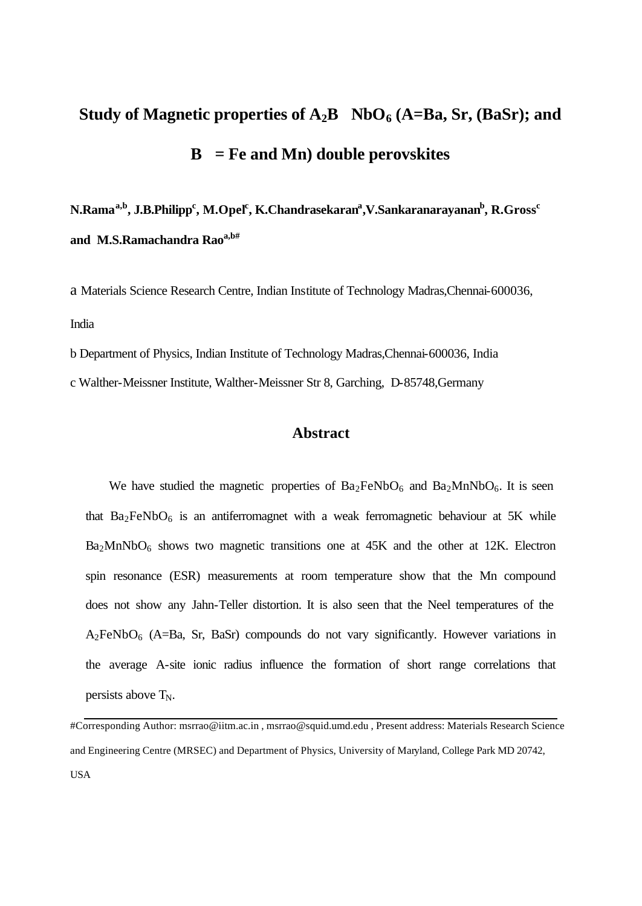# Study of Magnetic properties of $A_2B'NbO_6$ (A=Ba, Sr, (BaSr); and B' = Fe and Mn) double perovskites

**N.Rama[a,b], J.B.Philipp[c], M.Opel[c], K.Chandrasekaran[a], V.Sankaranarayanan[b], R.Gross[c] and M.S.Ramachandra Rao[a,b#]**

a Materials Science Research Centre, Indian Institute of Technology Madras, Chennai-600036, India

b Department of Physics, Indian Institute of Technology Madras, Chennai-600036, India

c Walther-Meissner Institute, Walther-Meissner Str 8, Garching, D-85748, Germany

## Abstract

We have studied the magnetic properties of $Ba_2FeNbO_6$ and $Ba_2MnNbO_6$. It is seen that $Ba_2FeNbO_6$ is an antiferromagnet with a weak ferromagnetic behaviour at 5K while $Ba_2MnNbO_6$ shows two magnetic transitions one at 45K and the other at 12K. Electron spin resonance (ESR) measurements at room temperature show that the Mn compound does not show any Jahn-Teller distortion. It is also seen that the Neel temperatures of the $A_2FeNbO_6$ (A=Ba, Sr, BaSr) compounds do not vary significantly. However variations in the average A-site ionic radius influence the formation of short range correlations that persists above $T_N$.

---

#Corresponding Author: msrrao@iitm.ac.in , msrrao@squid.umd.edu , Present address: Materials Research Science and Engineering Centre (MRSEC) and Department of Physics, University of Maryland, College Park MD 20742, USA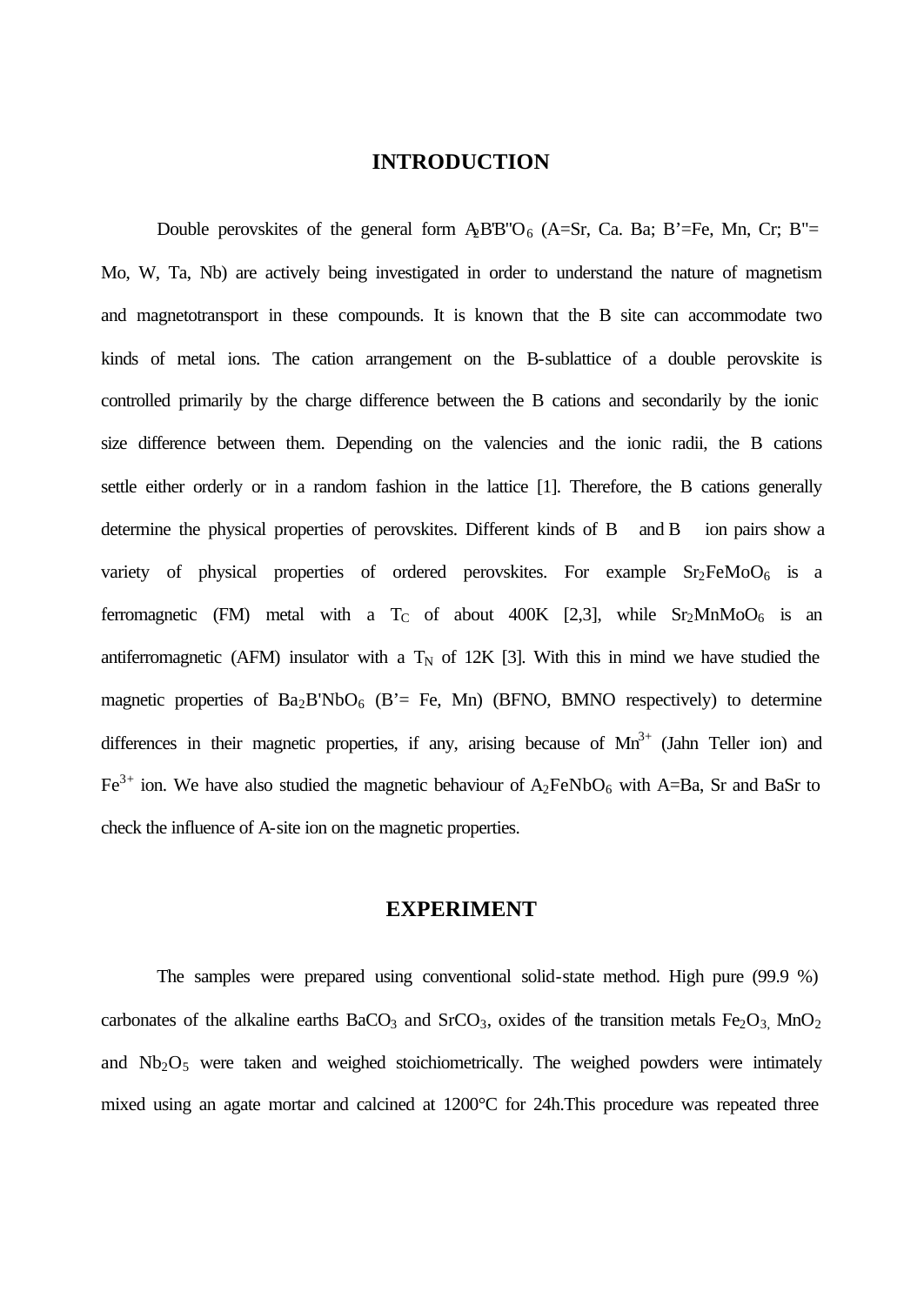## INTRODUCTION

Double perovskites of the general form $A_2B'B''O_6$ (A=Sr, Ca. Ba; B'=Fe, Mn, Cr; B"= Mo, W, Ta, Nb) are actively being investigated in order to understand the nature of magnetism and magnetotransport in these compounds. It is known that the B site can accommodate two kinds of metal ions. The cation arrangement on the B-sublattice of a double perovskite is controlled primarily by the charge difference between the B cations and secondarily by the ionic size difference between them. Depending on the valencies and the ionic radii, the B cations settle either orderly or in a random fashion in the lattice [1]. Therefore, the B cations generally determine the physical properties of perovskites. Different kinds of B and B ion pairs show a variety of physical properties of ordered perovskites. For example $Sr_2FeMoO_6$ is a ferromagnetic (FM) metal with a $T_C$ of about 400K [2,3], while $Sr_2MnMoO_6$ is an antiferromagnetic (AFM) insulator with a $T_N$ of 12K [3]. With this in mind we have studied the magnetic properties of $Ba_2B'NbO_6$ (B'= Fe, Mn) (BFNO, BMNO respectively) to determine differences in their magnetic properties, if any, arising because of $Mn^{3+}$ (Jahn Teller ion) and $Fe^{3+}$ ion. We have also studied the magnetic behaviour of $A_2FeNbO_6$ with A=Ba, Sr and BaSr to check the influence of A-site ion on the magnetic properties.

## EXPERIMENT

The samples were prepared using conventional solid-state method. High pure (99.9 %) carbonates of the alkaline earths $BaCO_3$ and $SrCO_3$, oxides of the transition metals $Fe_2O_3$, $MnO_2$ and $Nb_2O_5$ were taken and weighed stoichiometrically. The weighed powders were intimately mixed using an agate mortar and calcined at 1200°C for 24h.This procedure was repeated three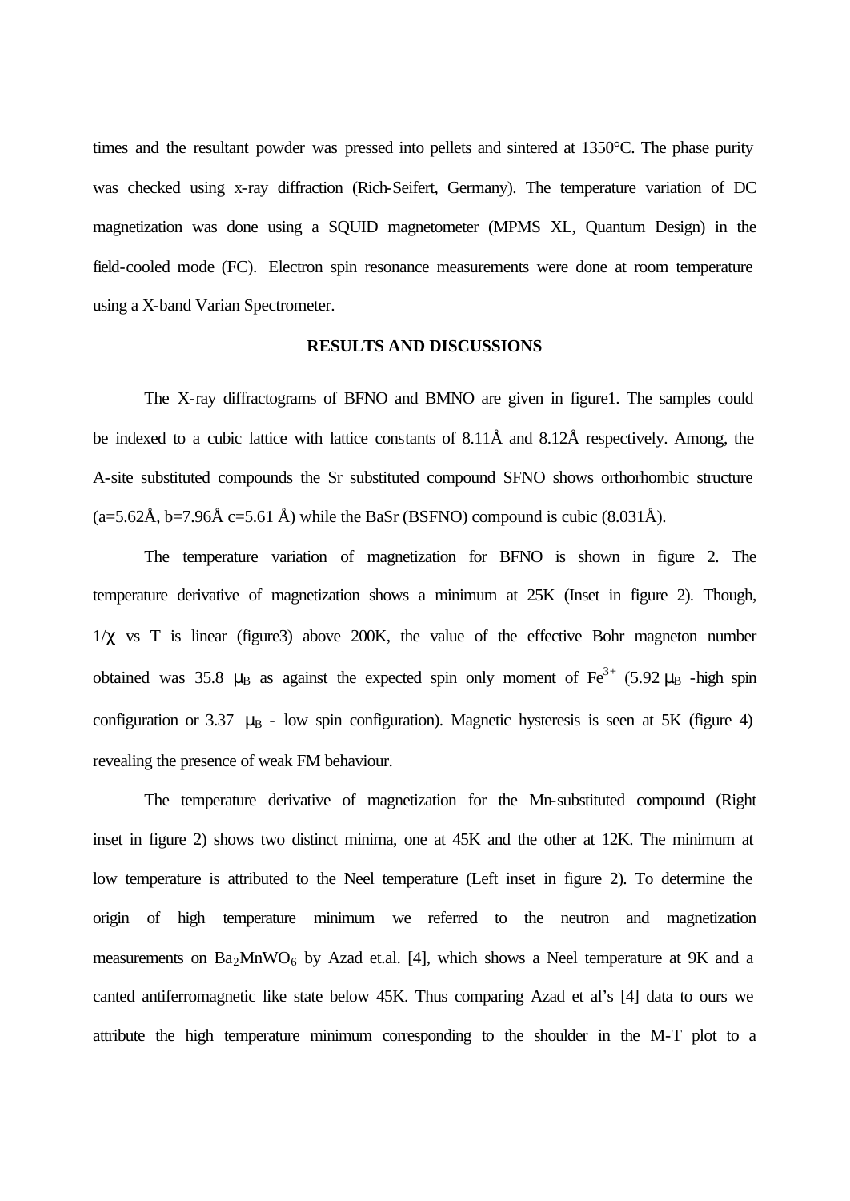times and the resultant powder was pressed into pellets and sintered at 1350°C. The phase purity was checked using x-ray diffraction (Rich-Seifert, Germany). The temperature variation of DC magnetization was done using a SQUID magnetometer (MPMS XL, Quantum Design) in the field-cooled mode (FC). Electron spin resonance measurements were done at room temperature using a X-band Varian Spectrometer.

## RESULTS AND DISCUSSIONS

The X-ray diffractograms of BFNO and BMNO are given in figure1. The samples could be indexed to a cubic lattice with lattice constants of 8.11Å and 8.12Å respectively. Among, the A-site substituted compounds the Sr substituted compound SFNO shows orthorhombic structure (a=5.62Å, b=7.96Å c=5.61 Å) while the BaSr (BSFNO) compound is cubic (8.031Å).

The temperature variation of magnetization for BFNO is shown in figure 2. The temperature derivative of magnetization shows a minimum at 25K (Inset in figure 2). Though, $1/\chi$ vs T is linear (figure3) above 200K, the value of the effective Bohr magneton number obtained was 35.8 $\mu_B$ as against the expected spin only moment of $Fe^{3+}$ (5.92 $\mu_B$ -high spin configuration or 3.37 $\mu_B$ - low spin configuration). Magnetic hysteresis is seen at 5K (figure 4) revealing the presence of weak FM behaviour.

The temperature derivative of magnetization for the Mn-substituted compound (Right inset in figure 2) shows two distinct minima, one at 45K and the other at 12K. The minimum at low temperature is attributed to the Neel temperature (Left inset in figure 2). To determine the origin of high temperature minimum we referred to the neutron and magnetization measurements on $Ba_2MnWO_6$ by Azad et.al. [4], which shows a Neel temperature at 9K and a canted antiferromagnetic like state below 45K. Thus comparing Azad et al's [4] data to ours we attribute the high temperature minimum corresponding to the shoulder in the M-T plot to a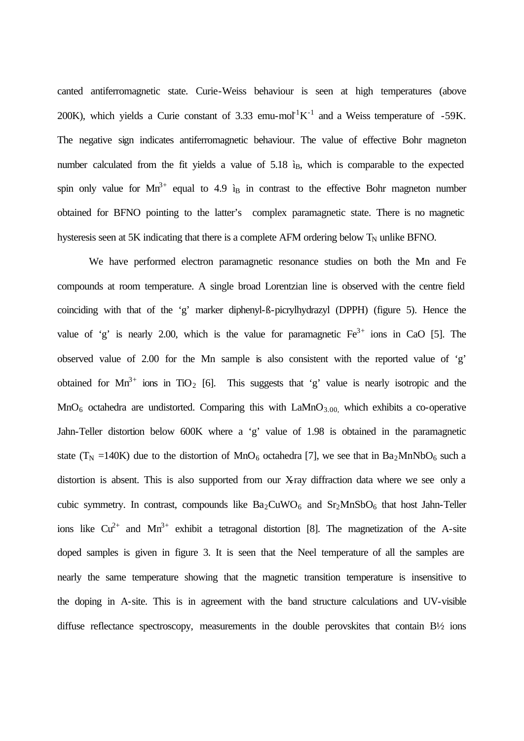canted antiferromagnetic state. Curie-Weiss behaviour is seen at high temperatures (above 200K), which yields a Curie constant of 3.33 emu-mol$^{-1}$K$^{-1}$ and a Weiss temperature of -59K. The negative sign indicates antiferromagnetic behaviour. The value of effective Bohr magneton number calculated from the fit yields a value of 5.18 $\mu_B$, which is comparable to the expected spin only value for $Mn^{3+}$ equal to 4.9 $\mu_B$ in contrast to the effective Bohr magneton number obtained for BFNO pointing to the latter's complex paramagnetic state. There is no magnetic hysteresis seen at 5K indicating that there is a complete AFM ordering below $T_N$ unlike BFNO.

We have performed electron paramagnetic resonance studies on both the Mn and Fe compounds at room temperature. A single broad Lorentzian line is observed with the centre field coinciding with that of the 'g' marker diphenyl-ß-picrylhydrazyl (DPPH) (figure 5). Hence the value of 'g' is nearly 2.00, which is the value for paramagnetic $Fe^{3+}$ ions in CaO [5]. The observed value of 2.00 for the Mn sample is also consistent with the reported value of 'g' obtained for $Mn^{3+}$ ions in $TiO_2$ [6]. This suggests that 'g' value is nearly isotropic and the $MnO_6$ octahedra are undistorted. Comparing this with $LaMnO_{3.00,}$ which exhibits a co-operative Jahn-Teller distortion below 600K where a 'g' value of 1.98 is obtained in the paramagnetic state ($T_N$ =140K) due to the distortion of $MnO_6$ octahedra [7], we see that in $Ba_2MnNbO_6$ such a distortion is absent. This is also supported from our X-ray diffraction data where we see only a cubic symmetry. In contrast, compounds like $Ba_2CuWO_6$ and $Sr_2MnSbO_6$ that host Jahn-Teller ions like $Cu^{2+}$ and $Mn^{3+}$ exhibit a tetragonal distortion [8]. The magnetization of the A-site doped samples is given in figure 3. It is seen that the Neel temperature of all the samples are nearly the same temperature showing that the magnetic transition temperature is insensitive to the doping in A-site. This is in agreement with the band structure calculations and UV-visible diffuse reflectance spectroscopy, measurements in the double perovskites that contain B½ ions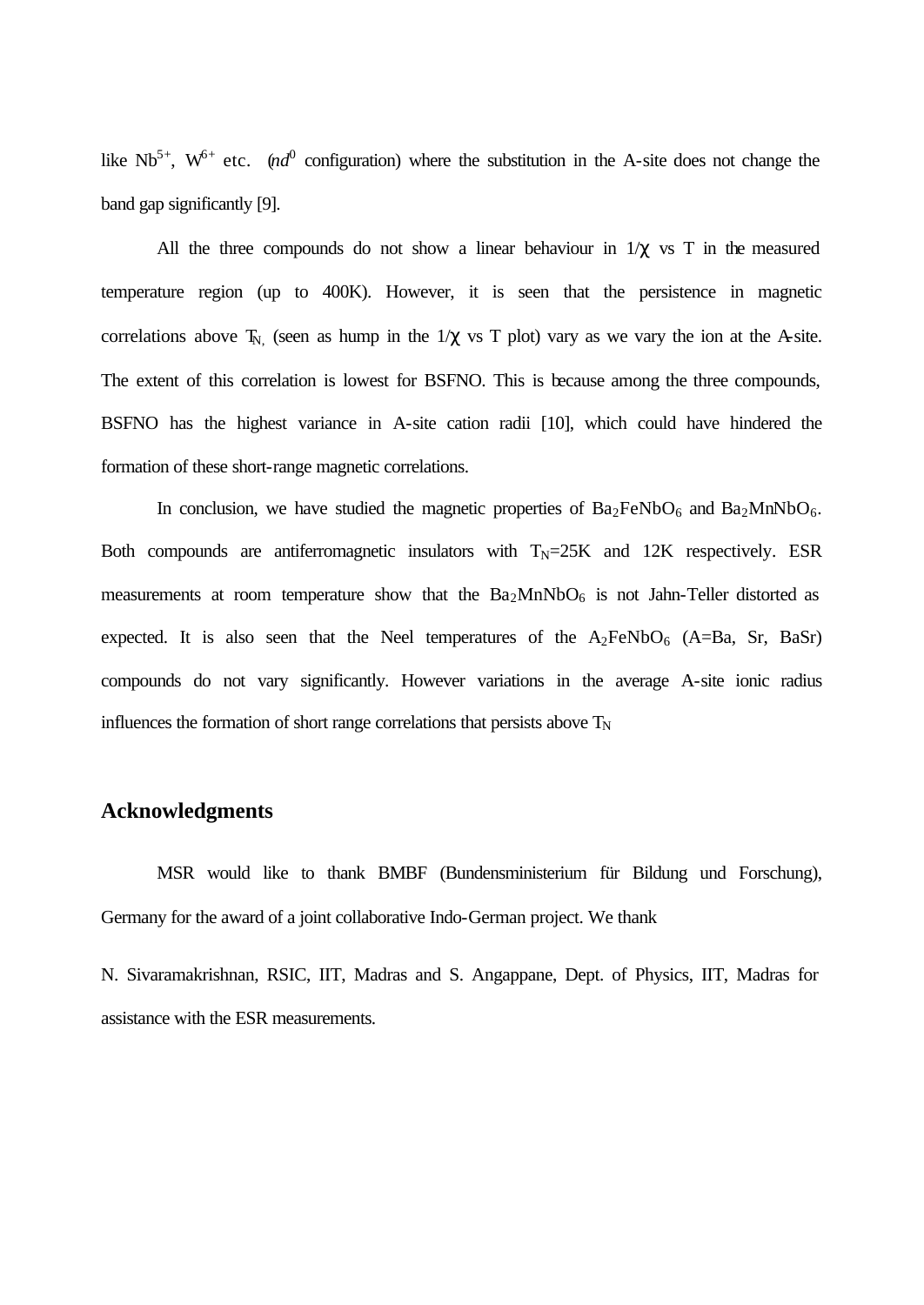like $Nb^{5+}$, $W^{6+}$ etc. ($nd^0$ configuration) where the substitution in the A-site does not change the band gap significantly [9].

All the three compounds do not show a linear behaviour in $1/\chi$ vs T in the measured temperature region (up to 400K). However, it is seen that the persistence in magnetic correlations above $T_{N,}$ (seen as hump in the $1/\chi$ vs T plot) vary as we vary the ion at the A-site. The extent of this correlation is lowest for BSFNO. This is because among the three compounds, BSFNO has the highest variance in A-site cation radii [10], which could have hindered the formation of these short-range magnetic correlations.

In conclusion, we have studied the magnetic properties of $Ba_2FeNbO_6$ and $Ba_2MnNbO_6$. Both compounds are antiferromagnetic insulators with $T_N$=25K and 12K respectively. ESR measurements at room temperature show that the $Ba_2MnNbO_6$ is not Jahn-Teller distorted as expected. It is also seen that the Neel temperatures of the $A_2FeNbO_6$ (A=Ba, Sr, BaSr) compounds do not vary significantly. However variations in the average A-site ionic radius influences the formation of short range correlations that persists above $T_N$

## Acknowledgments

MSR would like to thank BMBF (Bundensministerium für Bildung und Forschung), Germany for the award of a joint collaborative Indo-German project. We thank

N. Sivaramakrishnan, RSIC, IIT, Madras and S. Angappane, Dept. of Physics, IIT, Madras for assistance with the ESR measurements.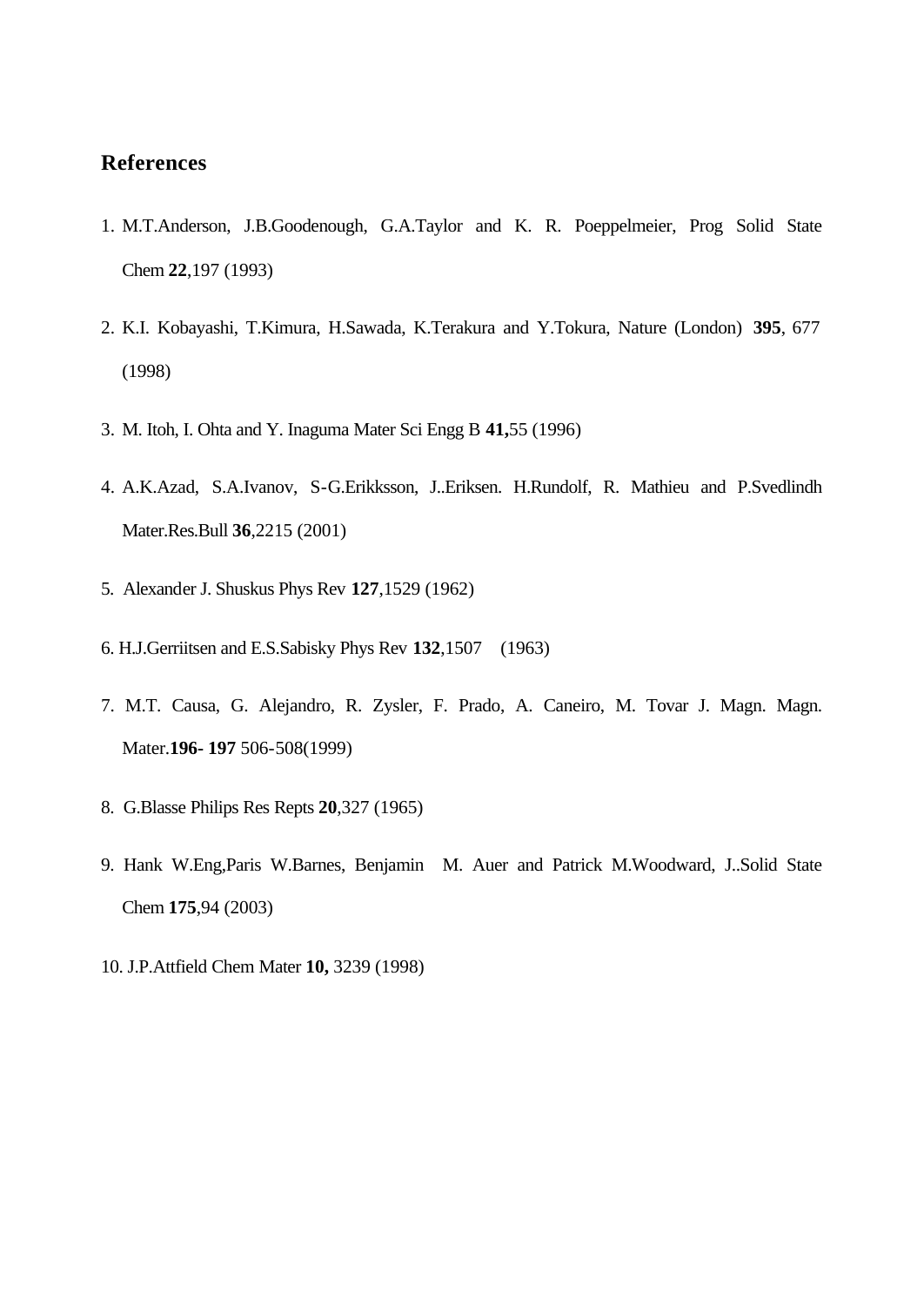## References

1. M.T.Anderson, J.B.Goodenough, G.A.Taylor and K. R. Poeppelmeier, Prog Solid State Chem **22**,197 (1993)

2. K.I. Kobayashi, T.Kimura, H.Sawada, K.Terakura and Y.Tokura, Nature (London) **395**, 677 (1998)

3. M. Itoh, I. Ohta and Y. Inaguma Mater Sci Engg B **41,**55 (1996)

4. A.K.Azad, S.A.Ivanov, S-G.Erikksson, J..Eriksen. H.Rundolf, R. Mathieu and P.Svedlindh Mater.Res.Bull **36**,2215 (2001)

5. Alexander J. Shuskus Phys Rev **127**,1529 (1962)

6. H.J.Gerriitsen and E.S.Sabisky Phys Rev **132**,1507 (1963)

7. M.T. Causa, G. Alejandro, R. Zysler, F. Prado, A. Caneiro, M. Tovar J. Magn. Magn. Mater.**196- 197** 506-508(1999)

8. G.Blasse Philips Res Repts **20**,327 (1965)

9. Hank W.Eng,Paris W.Barnes, Benjamin M. Auer and Patrick M.Woodward, J..Solid State Chem **175**,94 (2003)

10. J.P.Attfield Chem Mater **10,** 3239 (1998)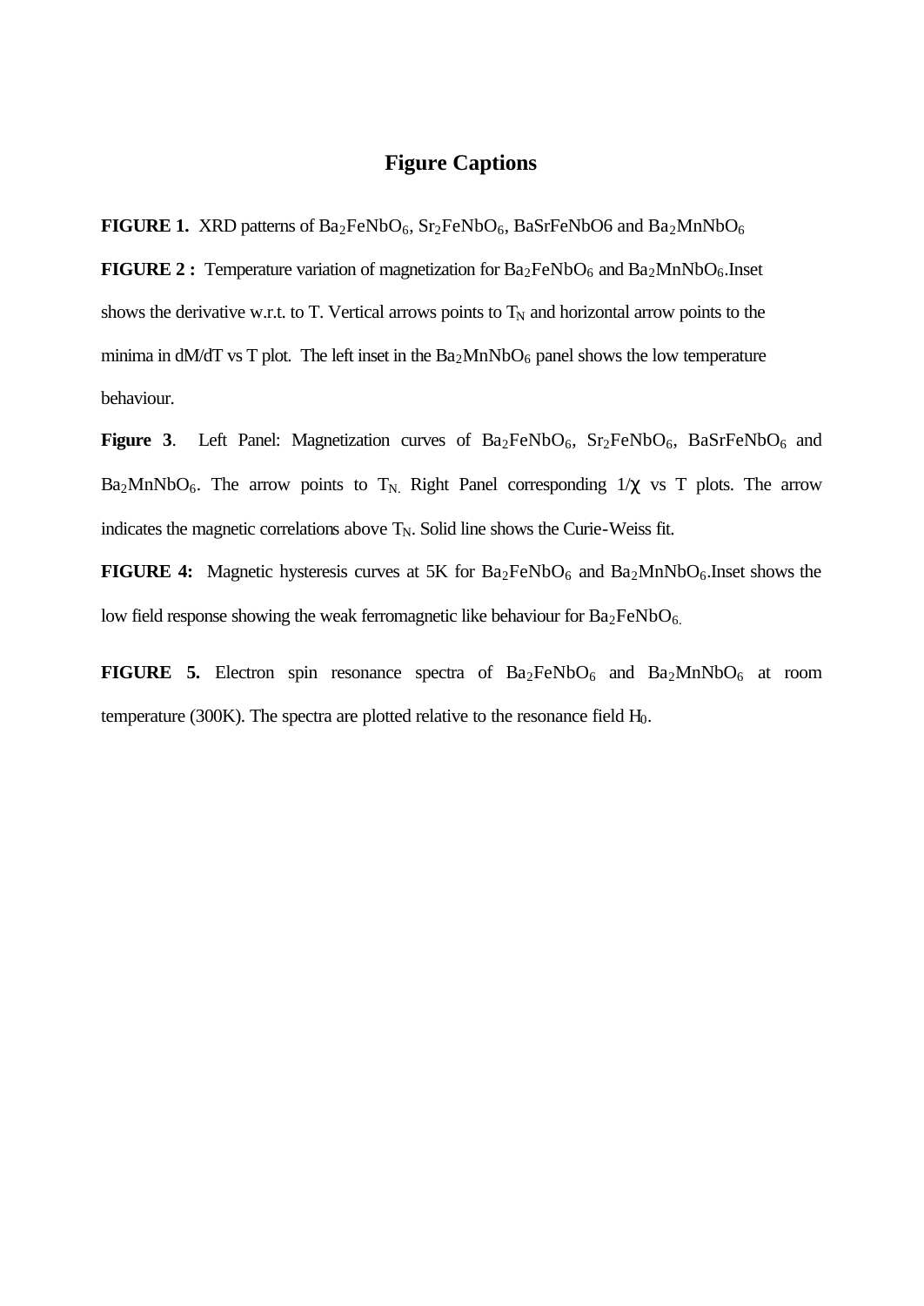# Figure Captions

**FIGURE 1.** XRD patterns of $Ba_2FeNbO_6$, $Sr_2FeNbO_6$, BaSrFeNbO6 and $Ba_2MnNbO_6$

**FIGURE 2 :** Temperature variation of magnetization for $Ba_2FeNbO_6$ and $Ba_2MnNbO_6$.Inset shows the derivative w.r.t. to T. Vertical arrows points to $T_N$ and horizontal arrow points to the minima in dM/dT vs T plot. The left inset in the $Ba_2MnNbO_6$ panel shows the low temperature behaviour.

**Figure 3**. Left Panel: Magnetization curves of $Ba_2FeNbO_6$, $Sr_2FeNbO_6$, $BaSrFeNbO_6$ and $Ba_2MnNbO_6$. The arrow points to $T_N$. Right Panel corresponding $1/\chi$ vs T plots. The arrow indicates the magnetic correlations above $T_N$. Solid line shows the Curie-Weiss fit.

**FIGURE 4:** Magnetic hysteresis curves at 5K for $Ba_2FeNbO_6$ and $Ba_2MnNbO_6$.Inset shows the low field response showing the weak ferromagnetic like behaviour for $Ba_2FeNbO_6$.

**FIGURE 5.** Electron spin resonance spectra of $Ba_2FeNbO_6$ and $Ba_2MnNbO_6$ at room temperature (300K). The spectra are plotted relative to the resonance field $H_0$.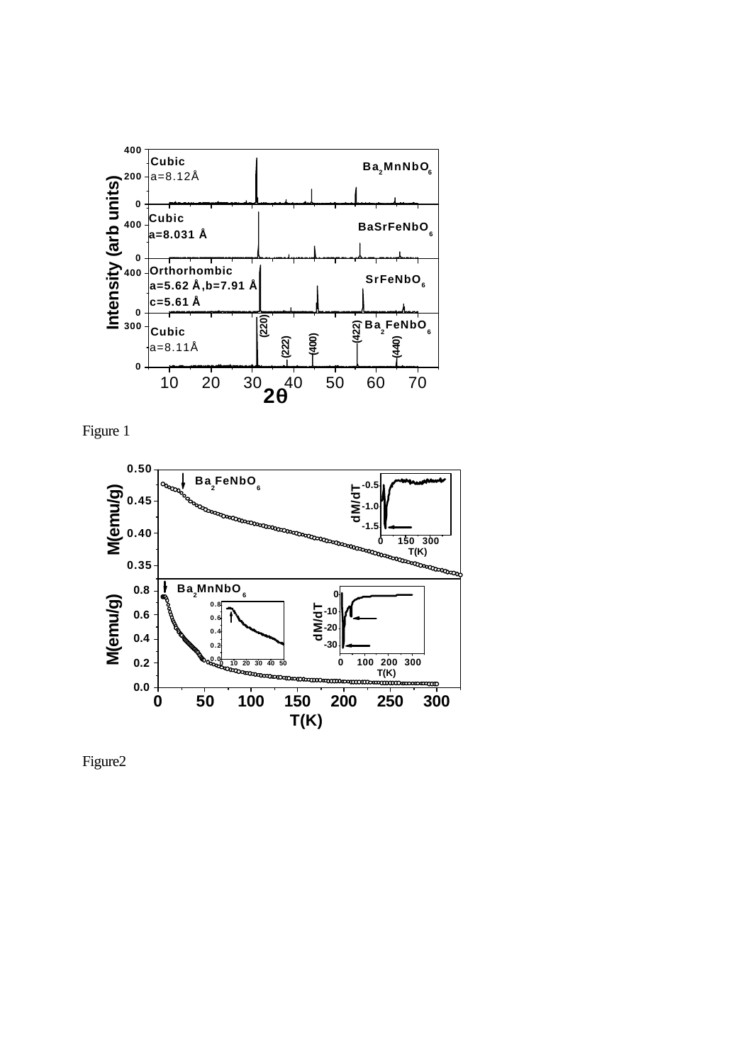Figure 1

Figure2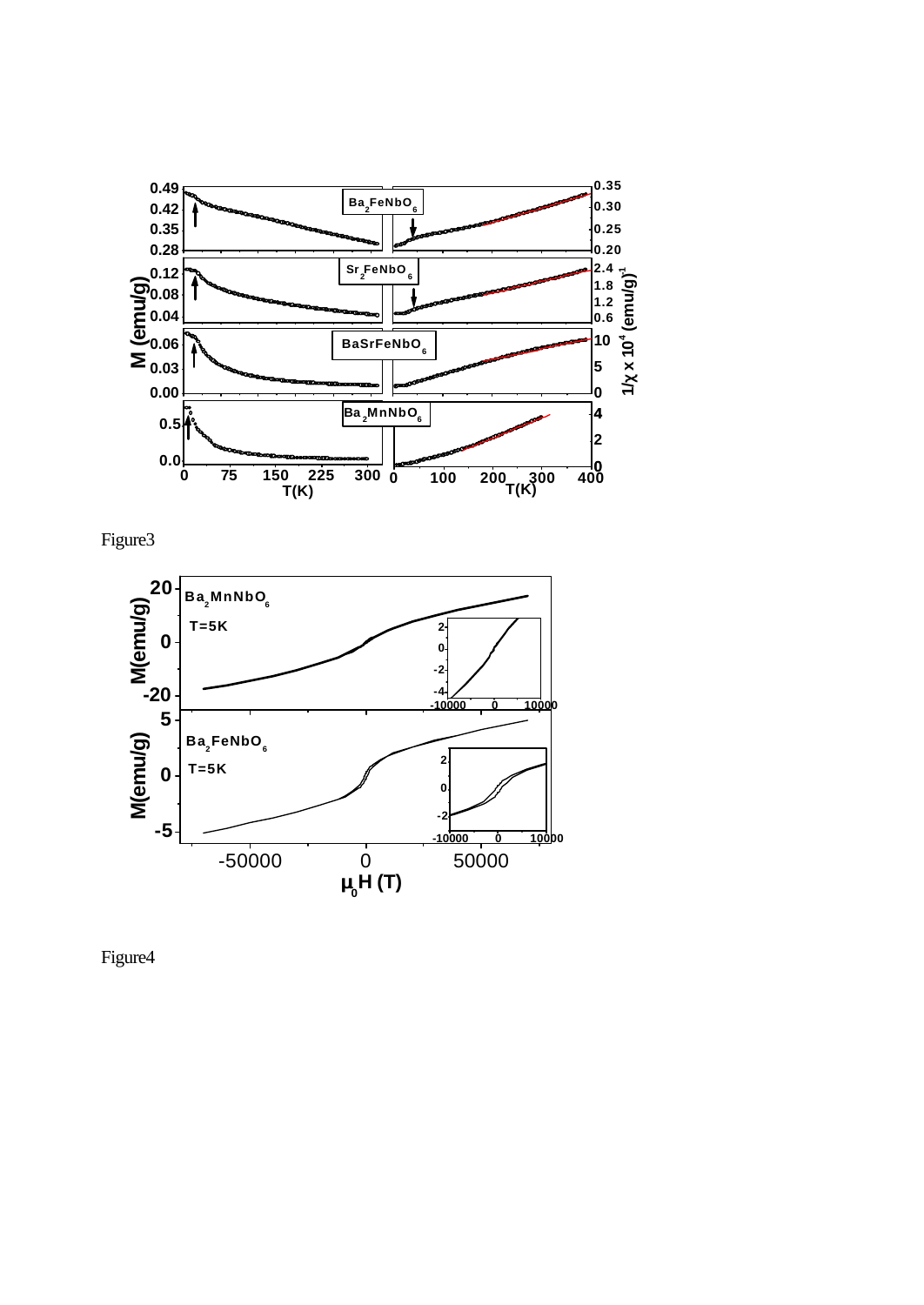Figure3

Figure4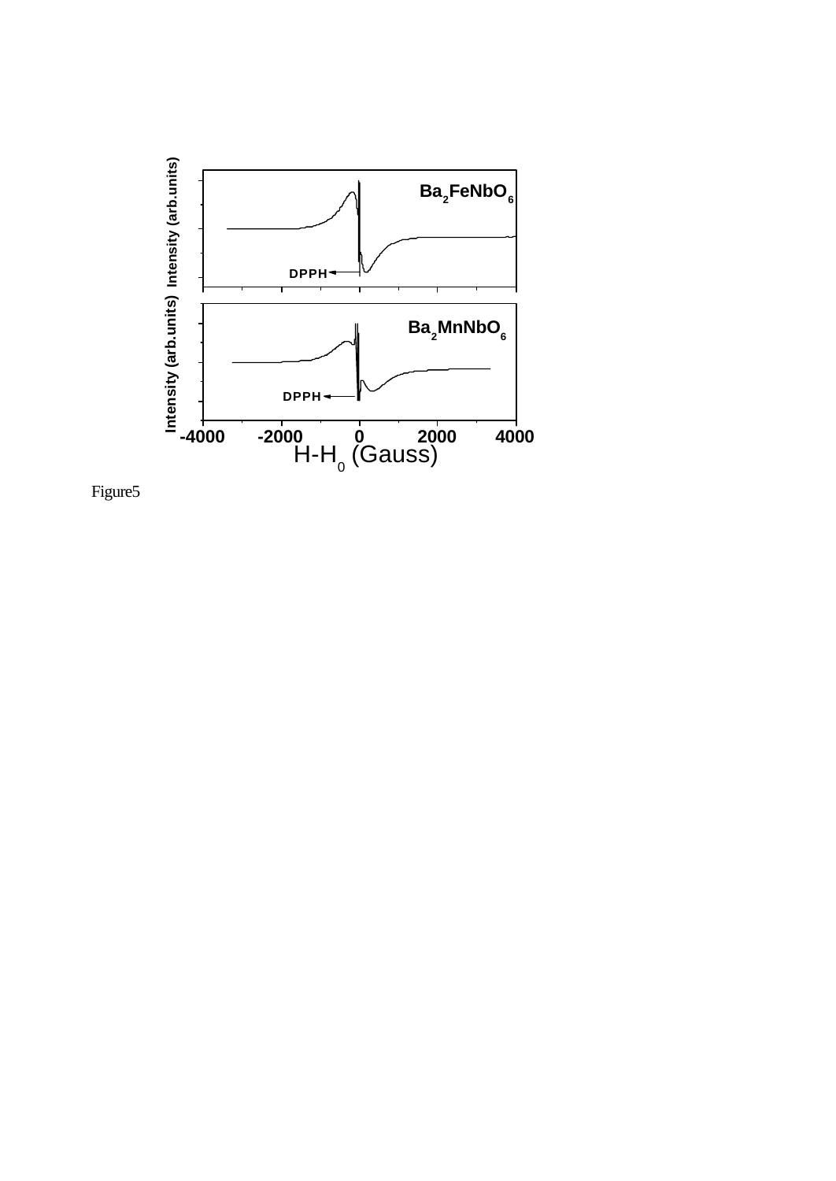Ba$_2$FeNbO$_6$

Ba$_2$MnNbO$_6$

Intensity (arb.units)

Intensity (arb.units)

DPPH

DPPH

-4000 -2000 0 2000 4000

H-H$_0$ (Gauss)

Figure5